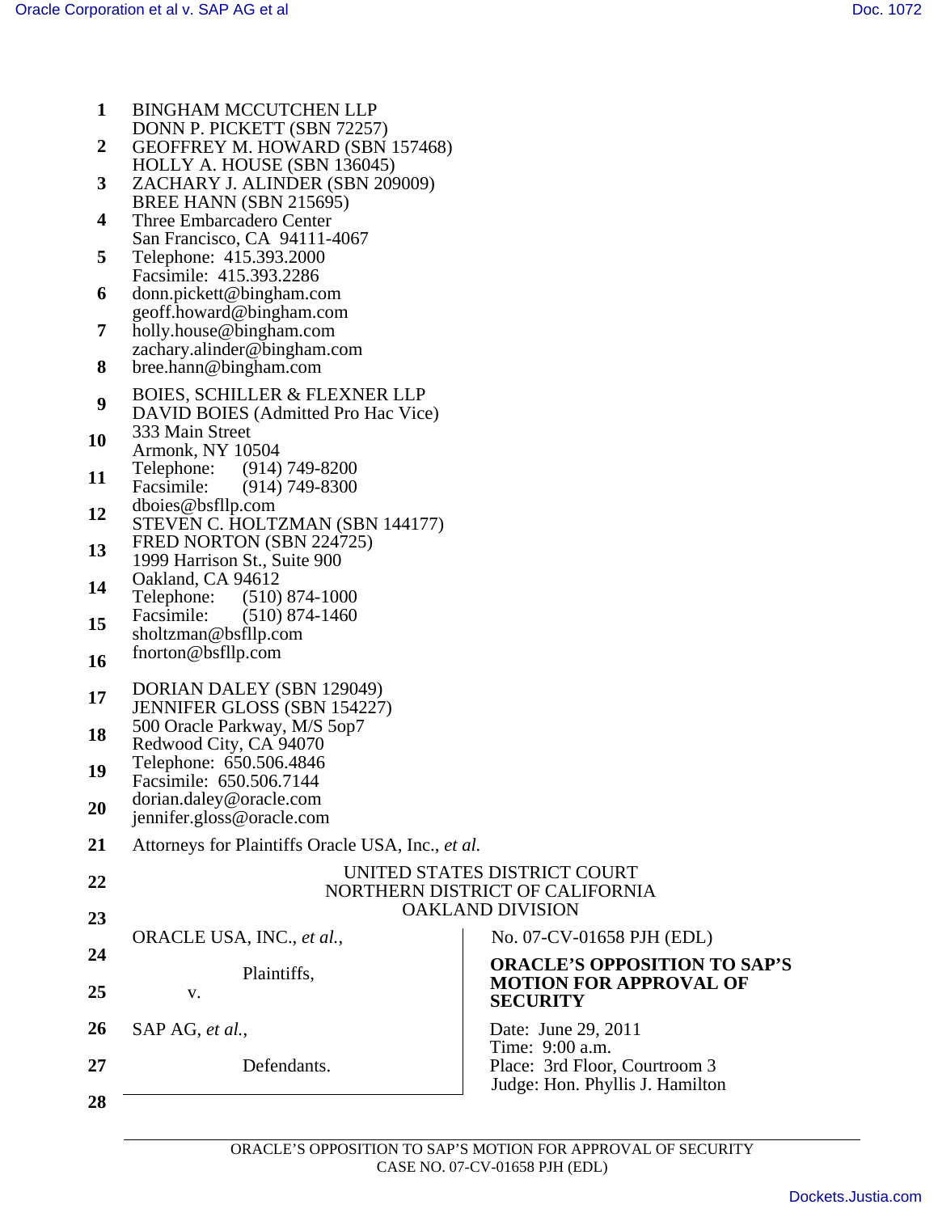BINGHAM MCCUTCHEN LLP
DONN P. PICKETT (SBN 72257)
GEOFFREY M. HOWARD (SBN 157468)
HOLLY A. HOUSE (SBN 136045)
ZACHARY J. ALINDER (SBN 209009)
BREE HANN (SBN 215695)
Three Embarcadero Center
San Francisco, CA 94111-4067
Telephone: 415.393.2000
Facsimile: 415.393.2286
donn.pickett@bingham.com
geoff.howard@bingham.com
holly.house@bingham.com
zachary.alinder@bingham.com
bree.hann@bingham.com

BOIES, SCHILLER & FLEXNER LLP
DAVID BOIES (Admitted Pro Hac Vice)
333 Main Street
Armonk, NY 10504
Telephone: (914) 749-8200
Facsimile: (914) 749-8300
dboies@bsfllp.com
STEVEN C. HOLTZMAN (SBN 144177)
FRED NORTON (SBN 224725)
1999 Harrison St., Suite 900
Oakland, CA 94612
Telephone: (510) 874-1000
Facsimile: (510) 874-1460
sholtzman@bsfllp.com
fnorton@bsfllp.com

DORIAN DALEY (SBN 129049)
JENNIFER GLOSS (SBN 154227)
500 Oracle Parkway, M/S 5op7
Redwood City, CA 94070
Telephone: 650.506.4846
Facsimile: 650.506.7144
dorian.daley@oracle.com
jennifer.gloss@oracle.com

Attorneys for Plaintiffs Oracle USA, Inc., *et al.*

UNITED STATES DISTRICT COURT
NORTHERN DISTRICT OF CALIFORNIA
OAKLAND DIVISION

ORACLE USA, INC., *et al.*,

Plaintiffs,

v.

SAP AG, *et al.*,

Defendants.

No. 07-CV-01658 PJH (EDL)

**ORACLE'S OPPOSITION TO SAP'S MOTION FOR APPROVAL OF SECURITY**

Date: June 29, 2011
Time: 9:00 a.m.
Place: 3rd Floor, Courtroom 3
Judge: Hon. Phyllis J. Hamilton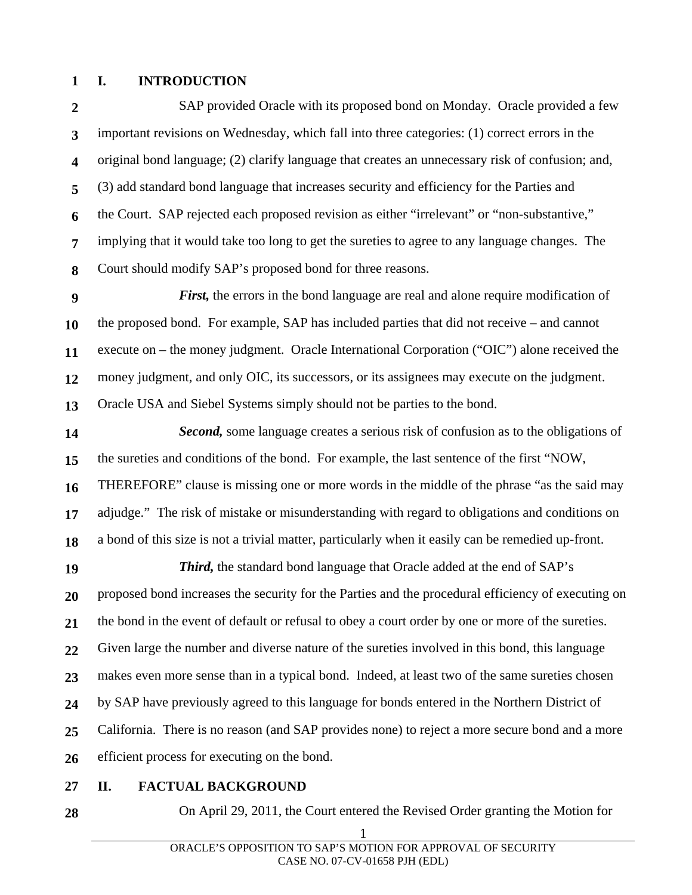## I. INTRODUCTION

SAP provided Oracle with its proposed bond on Monday. Oracle provided a few important revisions on Wednesday, which fall into three categories: (1) correct errors in the original bond language; (2) clarify language that creates an unnecessary risk of confusion; and, (3) add standard bond language that increases security and efficiency for the Parties and the Court. SAP rejected each proposed revision as either "irrelevant" or "non-substantive," implying that it would take too long to get the sureties to agree to any language changes. The Court should modify SAP's proposed bond for three reasons.

***First,*** the errors in the bond language are real and alone require modification of the proposed bond. For example, SAP has included parties that did not receive – and cannot execute on – the money judgment. Oracle International Corporation ("OIC") alone received the money judgment, and only OIC, its successors, or its assignees may execute on the judgment. Oracle USA and Siebel Systems simply should not be parties to the bond.

***Second,*** some language creates a serious risk of confusion as to the obligations of the sureties and conditions of the bond. For example, the last sentence of the first "NOW, THEREFORE" clause is missing one or more words in the middle of the phrase "as the said may adjudge." The risk of mistake or misunderstanding with regard to obligations and conditions on a bond of this size is not a trivial matter, particularly when it easily can be remedied up-front.

***Third,*** the standard bond language that Oracle added at the end of SAP's proposed bond increases the security for the Parties and the procedural efficiency of executing on the bond in the event of default or refusal to obey a court order by one or more of the sureties. Given large the number and diverse nature of the sureties involved in this bond, this language makes even more sense than in a typical bond. Indeed, at least two of the same sureties chosen by SAP have previously agreed to this language for bonds entered in the Northern District of California. There is no reason (and SAP provides none) to reject a more secure bond and a more efficient process for executing on the bond.

## II. FACTUAL BACKGROUND

On April 29, 2011, the Court entered the Revised Order granting the Motion for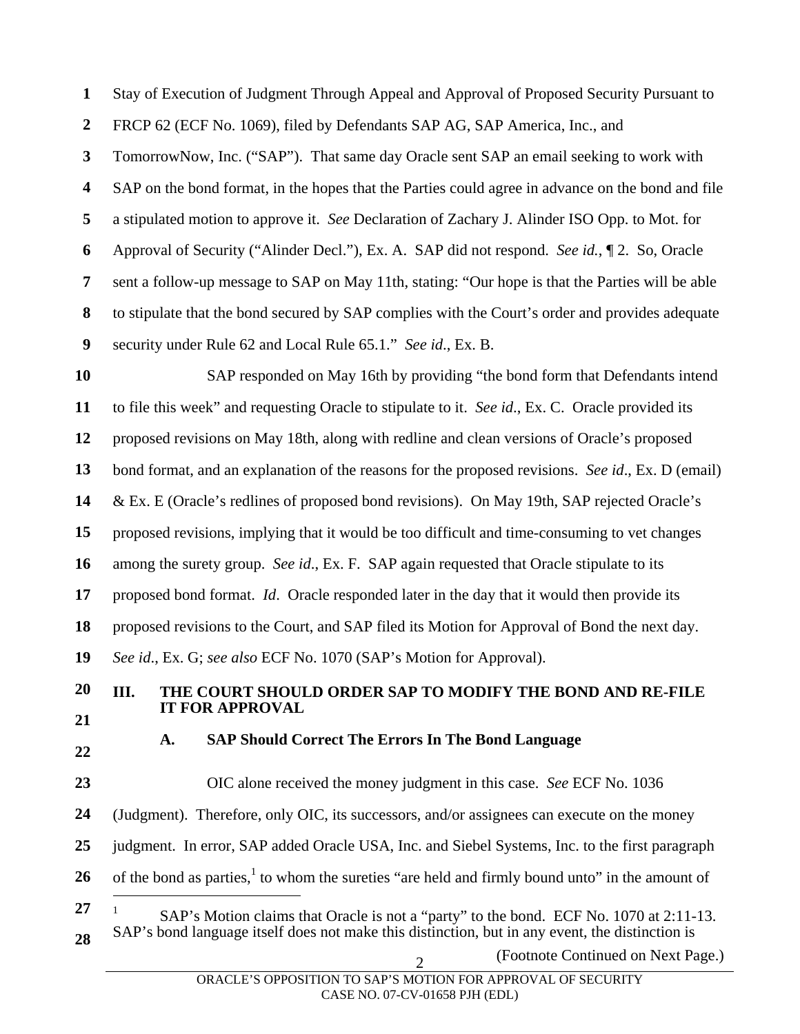Stay of Execution of Judgment Through Appeal and Approval of Proposed Security Pursuant to FRCP 62 (ECF No. 1069), filed by Defendants SAP AG, SAP America, Inc., and TomorrowNow, Inc. ("SAP"). That same day Oracle sent SAP an email seeking to work with SAP on the bond format, in the hopes that the Parties could agree in advance on the bond and file a stipulated motion to approve it. *See* Declaration of Zachary J. Alinder ISO Opp. to Mot. for Approval of Security ("Alinder Decl."), Ex. A. SAP did not respond. *See id.*, ¶ 2. So, Oracle sent a follow-up message to SAP on May 11th, stating: "Our hope is that the Parties will be able to stipulate that the bond secured by SAP complies with the Court's order and provides adequate security under Rule 62 and Local Rule 65.1." *See id.*, Ex. B.

SAP responded on May 16th by providing "the bond form that Defendants intend to file this week" and requesting Oracle to stipulate to it. *See id.*, Ex. C. Oracle provided its proposed revisions on May 18th, along with redline and clean versions of Oracle's proposed bond format, and an explanation of the reasons for the proposed revisions. *See id.*, Ex. D (email) & Ex. E (Oracle's redlines of proposed bond revisions). On May 19th, SAP rejected Oracle's proposed revisions, implying that it would be too difficult and time-consuming to vet changes among the surety group. *See id.*, Ex. F. SAP again requested that Oracle stipulate to its proposed bond format. *Id.* Oracle responded later in the day that it would then provide its proposed revisions to the Court, and SAP filed its Motion for Approval of Bond the next day. *See id.*, Ex. G; *see also* ECF No. 1070 (SAP's Motion for Approval).

## III. THE COURT SHOULD ORDER SAP TO MODIFY THE BOND AND RE-FILE IT FOR APPROVAL

### A. SAP Should Correct The Errors In The Bond Language

OIC alone received the money judgment in this case. *See* ECF No. 1036 (Judgment). Therefore, only OIC, its successors, and/or assignees can execute on the money judgment. In error, SAP added Oracle USA, Inc. and Siebel Systems, Inc. to the first paragraph of the bond as parties,[1] to whom the sureties "are held and firmly bound unto" in the amount of

[1] SAP's Motion claims that Oracle is not a "party" to the bond. ECF No. 1070 at 2:11-13. SAP's bond language itself does not make this distinction, but in any event, the distinction is

(Footnote Continued on Next Page.)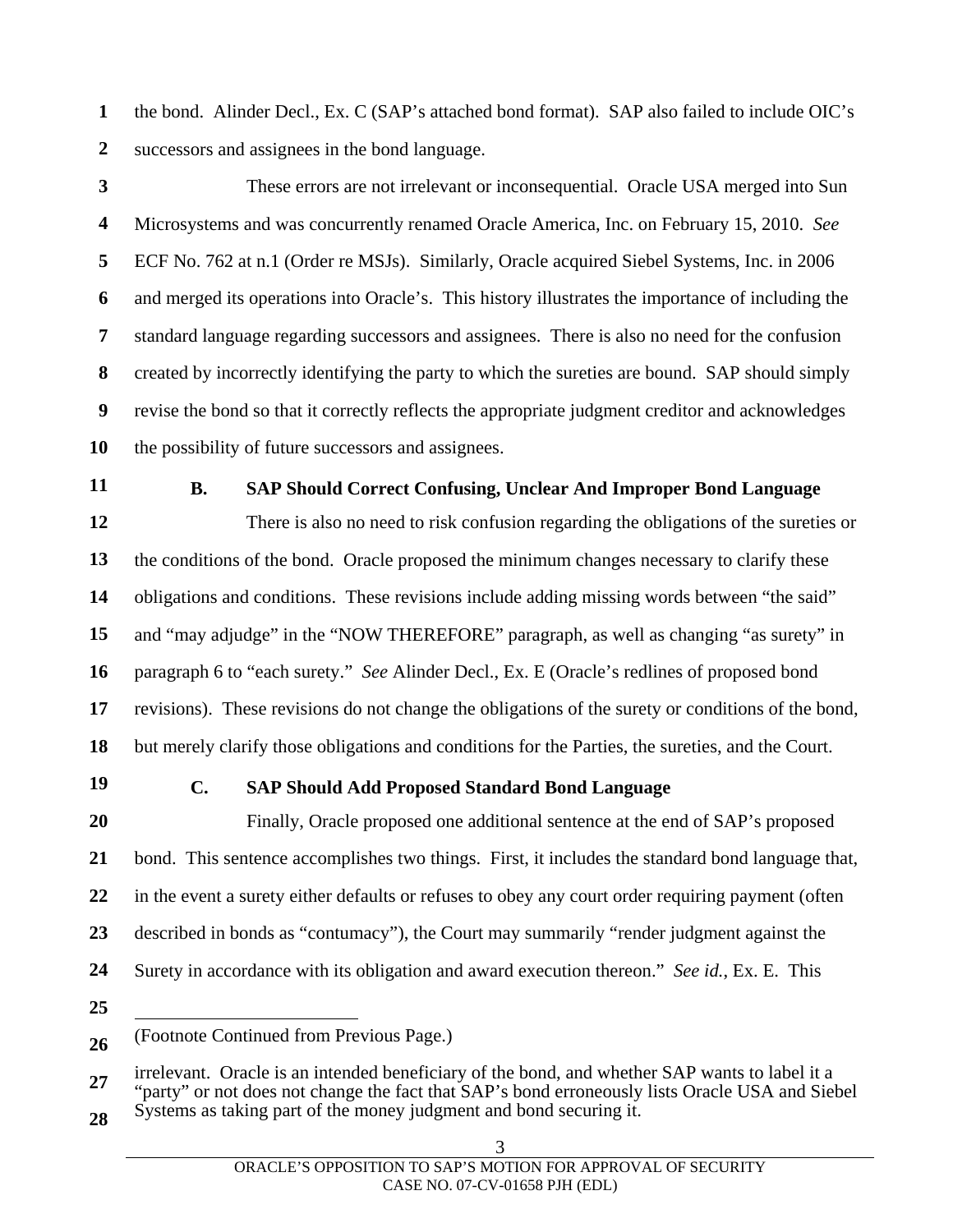the bond. Alinder Decl., Ex. C (SAP's attached bond format). SAP also failed to include OIC's successors and assignees in the bond language.

These errors are not irrelevant or inconsequential. Oracle USA merged into Sun Microsystems and was concurrently renamed Oracle America, Inc. on February 15, 2010. *See* ECF No. 762 at n.1 (Order re MSJs). Similarly, Oracle acquired Siebel Systems, Inc. in 2006 and merged its operations into Oracle's. This history illustrates the importance of including the standard language regarding successors and assignees. There is also no need for the confusion created by incorrectly identifying the party to which the sureties are bound. SAP should simply revise the bond so that it correctly reflects the appropriate judgment creditor and acknowledges the possibility of future successors and assignees.

### B. SAP Should Correct Confusing, Unclear And Improper Bond Language

There is also no need to risk confusion regarding the obligations of the sureties or the conditions of the bond. Oracle proposed the minimum changes necessary to clarify these obligations and conditions. These revisions include adding missing words between "the said" and "may adjudge" in the "NOW THEREFORE" paragraph, as well as changing "as surety" in paragraph 6 to "each surety." *See* Alinder Decl., Ex. E (Oracle's redlines of proposed bond revisions). These revisions do not change the obligations of the surety or conditions of the bond, but merely clarify those obligations and conditions for the Parties, the sureties, and the Court.

### C. SAP Should Add Proposed Standard Bond Language

Finally, Oracle proposed one additional sentence at the end of SAP's proposed bond. This sentence accomplishes two things. First, it includes the standard bond language that, in the event a surety either defaults or refuses to obey any court order requiring payment (often described in bonds as "contumacy"), the Court may summarily "render judgment against the Surety in accordance with its obligation and award execution thereon." *See id.*, Ex. E. This

---

(Footnote Continued from Previous Page.)

irrelevant. Oracle is an intended beneficiary of the bond, and whether SAP wants to label it a "party" or not does not change the fact that SAP's bond erroneously lists Oracle USA and Siebel Systems as taking part of the money judgment and bond securing it.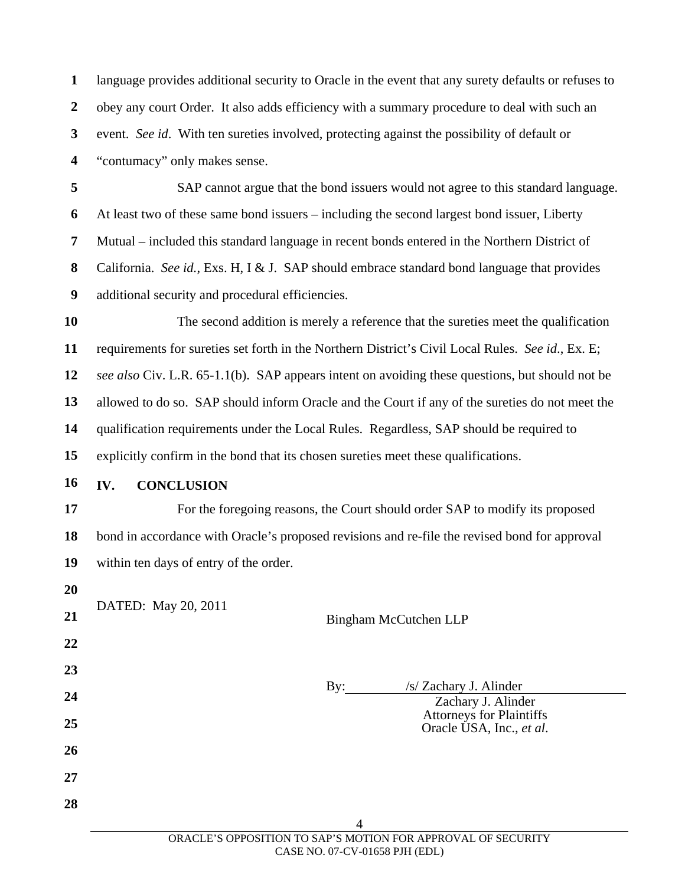language provides additional security to Oracle in the event that any surety defaults or refuses to obey any court Order. It also adds efficiency with a summary procedure to deal with such an event. *See id*. With ten sureties involved, protecting against the possibility of default or "contumacy" only makes sense.

SAP cannot argue that the bond issuers would not agree to this standard language. At least two of these same bond issuers – including the second largest bond issuer, Liberty Mutual – included this standard language in recent bonds entered in the Northern District of California. *See id.*, Exs. H, I & J. SAP should embrace standard bond language that provides additional security and procedural efficiencies.

The second addition is merely a reference that the sureties meet the qualification requirements for sureties set forth in the Northern District's Civil Local Rules. *See id*., Ex. E; *see also* Civ. L.R. 65-1.1(b). SAP appears intent on avoiding these questions, but should not be allowed to do so. SAP should inform Oracle and the Court if any of the sureties do not meet the qualification requirements under the Local Rules. Regardless, SAP should be required to explicitly confirm in the bond that its chosen sureties meet these qualifications.

## IV. CONCLUSION

For the foregoing reasons, the Court should order SAP to modify its proposed bond in accordance with Oracle's proposed revisions and re-file the revised bond for approval within ten days of entry of the order.

DATED: May 20, 2011

Bingham McCutchen LLP

By: /s/ Zachary J. Alinder

Zachary J. Alinder
Attorneys for Plaintiffs
Oracle USA, Inc., *et al*.

ORACLE'S OPPOSITION TO SAP'S MOTION FOR APPROVAL OF SECURITY
CASE NO. 07-CV-01658 PJH (EDL)